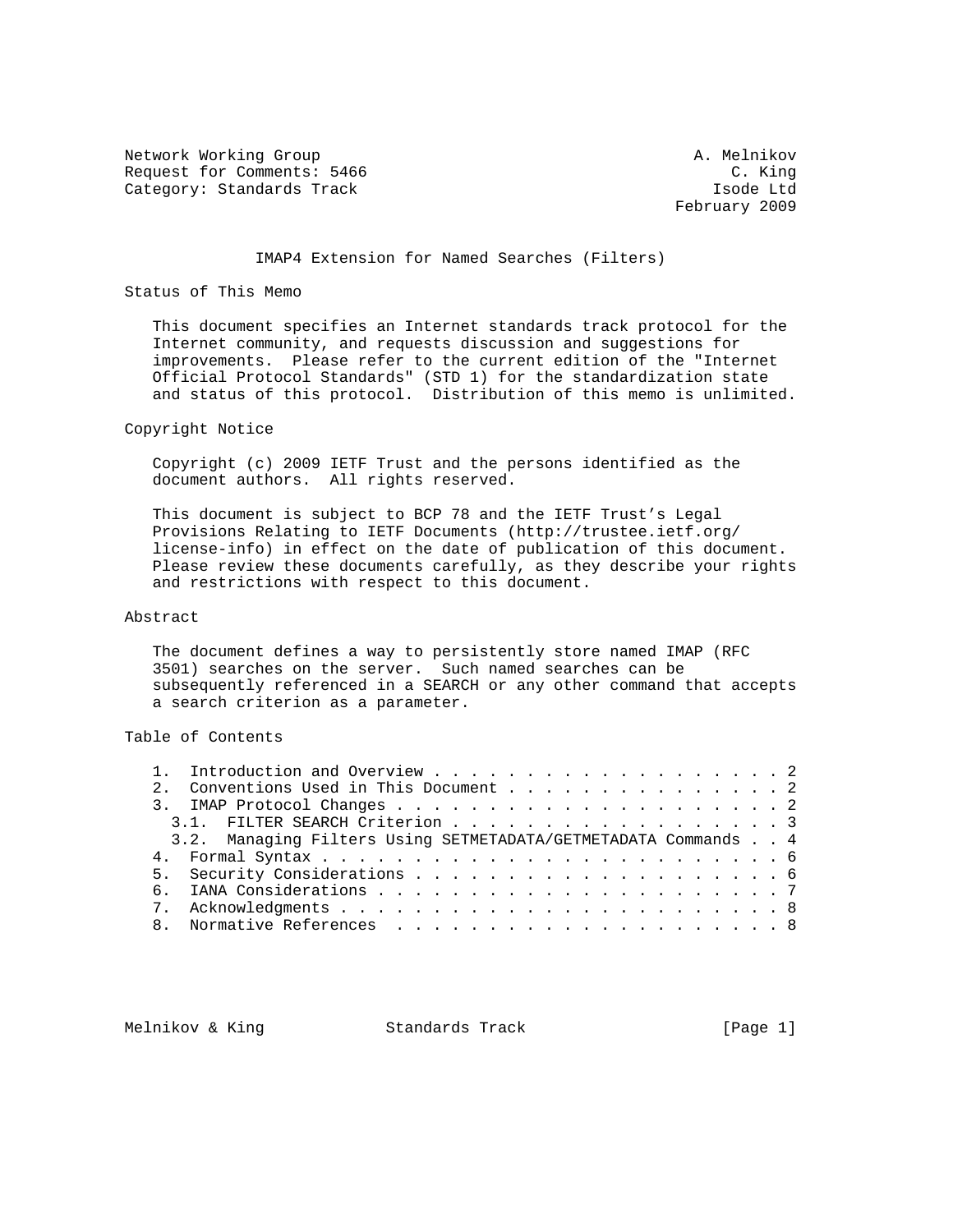Network Working Group A. Melnikov
Request for Comments: 5466 C. King
Category: Standards Track Isode Ltd
February 2009

# IMAP4 Extension for Named Searches (Filters)

## Status of This Memo

This document specifies an Internet standards track protocol for the Internet community, and requests discussion and suggestions for improvements. Please refer to the current edition of the "Internet Official Protocol Standards" (STD 1) for the standardization state and status of this protocol. Distribution of this memo is unlimited.

## Copyright Notice

Copyright (c) 2009 IETF Trust and the persons identified as the document authors. All rights reserved.

This document is subject to BCP 78 and the IETF Trust's Legal Provisions Relating to IETF Documents (http://trustee.ietf.org/license-info) in effect on the date of publication of this document. Please review these documents carefully, as they describe your rights and restrictions with respect to this document.

## Abstract

The document defines a way to persistently store named IMAP (RFC 3501) searches on the server. Such named searches can be subsequently referenced in a SEARCH or any other command that accepts a search criterion as a parameter.

## Table of Contents

```
   1.  Introduction and Overview . . . . . . . . . . . . . . . . . . . 2
   2.  Conventions Used in This Document . . . . . . . . . . . . . . . 2
   3.  IMAP Protocol Changes . . . . . . . . . . . . . . . . . . . . . 2
     3.1.  FILTER SEARCH Criterion . . . . . . . . . . . . . . . . . . 3
     3.2.  Managing Filters Using SETMETADATA/GETMETADATA Commands . . 4
   4.  Formal Syntax . . . . . . . . . . . . . . . . . . . . . . . . . 6
   5.  Security Considerations . . . . . . . . . . . . . . . . . . . . 6
   6.  IANA Considerations . . . . . . . . . . . . . . . . . . . . . . 7
   7.  Acknowledgments . . . . . . . . . . . . . . . . . . . . . . . . 8
   8.  Normative References  . . . . . . . . . . . . . . . . . . . . . 8
```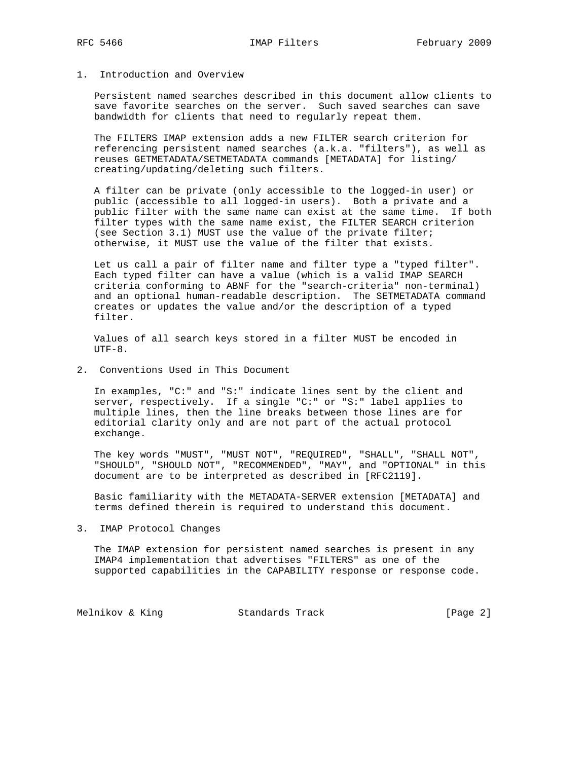## 1. Introduction and Overview

Persistent named searches described in this document allow clients to save favorite searches on the server. Such saved searches can save bandwidth for clients that need to regularly repeat them.

The FILTERS IMAP extension adds a new FILTER search criterion for referencing persistent named searches (a.k.a. "filters"), as well as reuses GETMETADATA/SETMETADATA commands [METADATA] for listing/ creating/updating/deleting such filters.

A filter can be private (only accessible to the logged-in user) or public (accessible to all logged-in users). Both a private and a public filter with the same name can exist at the same time. If both filter types with the same name exist, the FILTER SEARCH criterion (see Section 3.1) MUST use the value of the private filter; otherwise, it MUST use the value of the filter that exists.

Let us call a pair of filter name and filter type a "typed filter". Each typed filter can have a value (which is a valid IMAP SEARCH criteria conforming to ABNF for the "search-criteria" non-terminal) and an optional human-readable description. The SETMETADATA command creates or updates the value and/or the description of a typed filter.

Values of all search keys stored in a filter MUST be encoded in UTF-8.

## 2. Conventions Used in This Document

In examples, "C:" and "S:" indicate lines sent by the client and server, respectively. If a single "C:" or "S:" label applies to multiple lines, then the line breaks between those lines are for editorial clarity only and are not part of the actual protocol exchange.

The key words "MUST", "MUST NOT", "REQUIRED", "SHALL", "SHALL NOT", "SHOULD", "SHOULD NOT", "RECOMMENDED", "MAY", and "OPTIONAL" in this document are to be interpreted as described in [RFC2119].

Basic familiarity with the METADATA-SERVER extension [METADATA] and terms defined therein is required to understand this document.

## 3. IMAP Protocol Changes

The IMAP extension for persistent named searches is present in any IMAP4 implementation that advertises "FILTERS" as one of the supported capabilities in the CAPABILITY response or response code.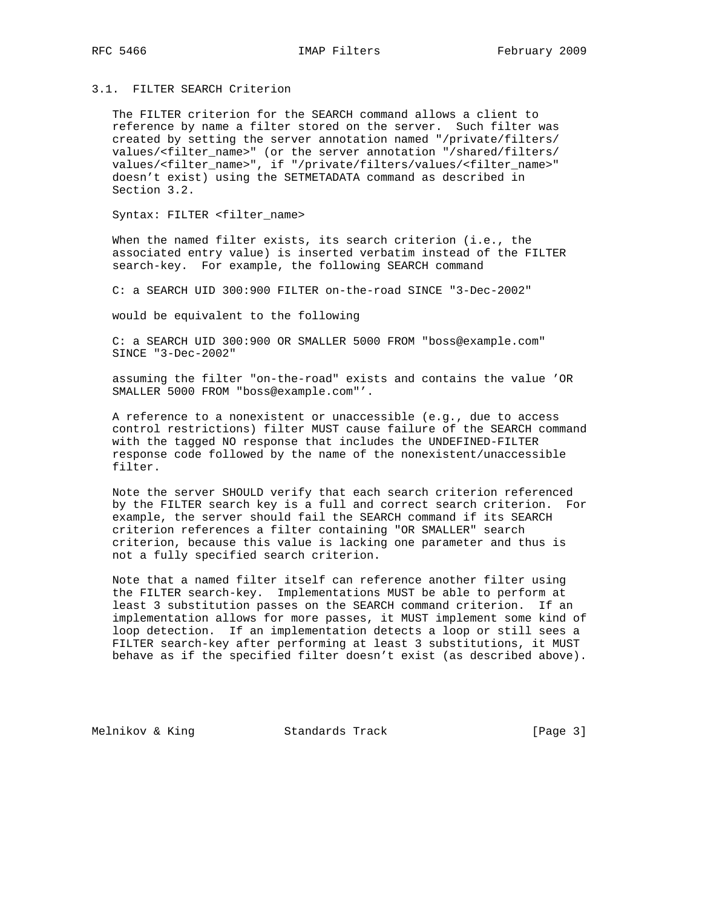### 3.1. FILTER SEARCH Criterion

The FILTER criterion for the SEARCH command allows a client to reference by name a filter stored on the server. Such filter was created by setting the server annotation named "/private/filters/values/<filter_name>" (or the server annotation "/shared/filters/values/<filter_name>", if "/private/filters/values/<filter_name>" doesn't exist) using the SETMETADATA command as described in Section 3.2.

Syntax: FILTER <filter_name>

When the named filter exists, its search criterion (i.e., the associated entry value) is inserted verbatim instead of the FILTER search-key. For example, the following SEARCH command

```
C: a SEARCH UID 300:900 FILTER on-the-road SINCE "3-Dec-2002"
```

would be equivalent to the following

```
C: a SEARCH UID 300:900 OR SMALLER 5000 FROM "boss@example.com"
SINCE "3-Dec-2002"
```

assuming the filter "on-the-road" exists and contains the value 'OR SMALLER 5000 FROM "boss@example.com"'.

A reference to a nonexistent or unaccessible (e.g., due to access control restrictions) filter MUST cause failure of the SEARCH command with the tagged NO response that includes the UNDEFINED-FILTER response code followed by the name of the nonexistent/unaccessible filter.

Note the server SHOULD verify that each search criterion referenced by the FILTER search key is a full and correct search criterion. For example, the server should fail the SEARCH command if its SEARCH criterion references a filter containing "OR SMALLER" search criterion, because this value is lacking one parameter and thus is not a fully specified search criterion.

Note that a named filter itself can reference another filter using the FILTER search-key. Implementations MUST be able to perform at least 3 substitution passes on the SEARCH command criterion. If an implementation allows for more passes, it MUST implement some kind of loop detection. If an implementation detects a loop or still sees a FILTER search-key after performing at least 3 substitutions, it MUST behave as if the specified filter doesn't exist (as described above).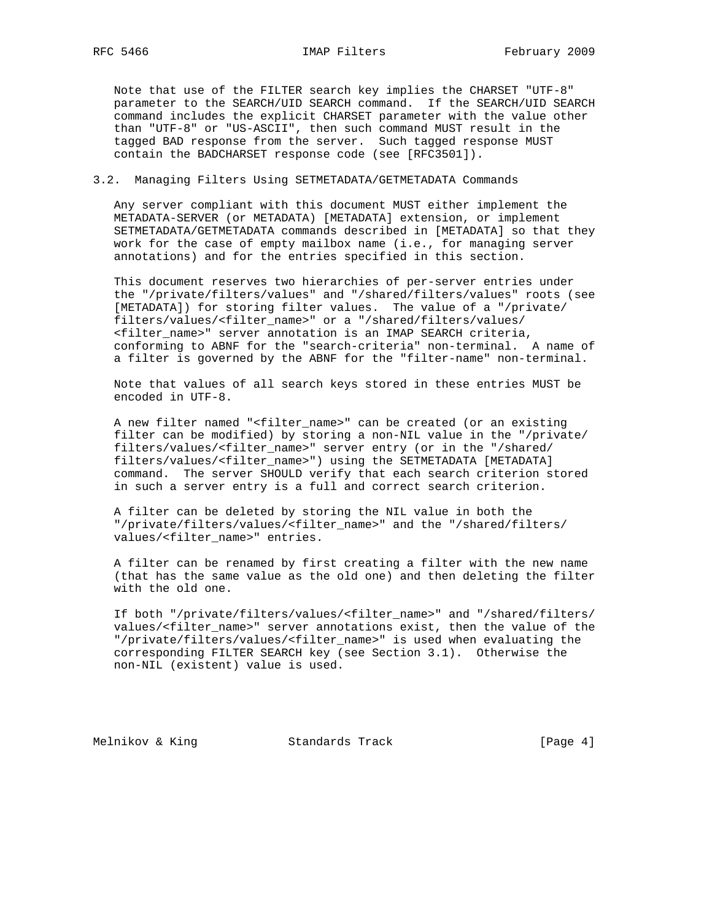Note that use of the FILTER search key implies the CHARSET "UTF-8" parameter to the SEARCH/UID SEARCH command. If the SEARCH/UID SEARCH command includes the explicit CHARSET parameter with the value other than "UTF-8" or "US-ASCII", then such command MUST result in the tagged BAD response from the server. Such tagged response MUST contain the BADCHARSET response code (see [RFC3501]).

### 3.2. Managing Filters Using SETMETADATA/GETMETADATA Commands

Any server compliant with this document MUST either implement the METADATA-SERVER (or METADATA) [METADATA] extension, or implement SETMETADATA/GETMETADATA commands described in [METADATA] so that they work for the case of empty mailbox name (i.e., for managing server annotations) and for the entries specified in this section.

This document reserves two hierarchies of per-server entries under the "/private/filters/values" and "/shared/filters/values" roots (see [METADATA]) for storing filter values. The value of a "/private/filters/values/<filter_name>" or a "/shared/filters/values/<filter_name>" server annotation is an IMAP SEARCH criteria, conforming to ABNF for the "search-criteria" non-terminal. A name of a filter is governed by the ABNF for the "filter-name" non-terminal.

Note that values of all search keys stored in these entries MUST be encoded in UTF-8.

A new filter named "<filter_name>" can be created (or an existing filter can be modified) by storing a non-NIL value in the "/private/filters/values/<filter_name>" server entry (or in the "/shared/filters/values/<filter_name>") using the SETMETADATA [METADATA] command. The server SHOULD verify that each search criterion stored in such a server entry is a full and correct search criterion.

A filter can be deleted by storing the NIL value in both the "/private/filters/values/<filter_name>" and the "/shared/filters/values/<filter_name>" entries.

A filter can be renamed by first creating a filter with the new name (that has the same value as the old one) and then deleting the filter with the old one.

If both "/private/filters/values/<filter_name>" and "/shared/filters/values/<filter_name>" server annotations exist, then the value of the "/private/filters/values/<filter_name>" is used when evaluating the corresponding FILTER SEARCH key (see Section 3.1). Otherwise the non-NIL (existent) value is used.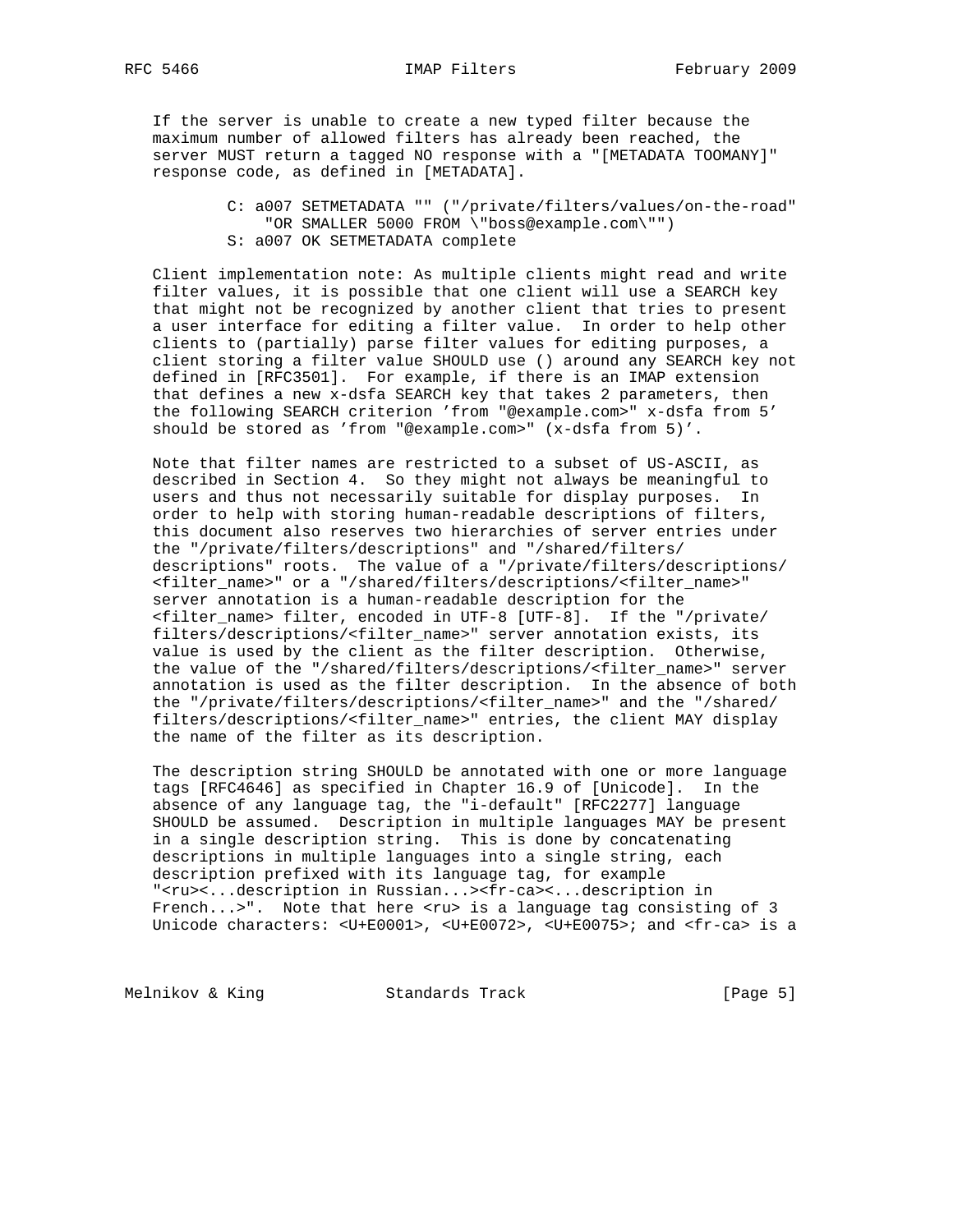If the server is unable to create a new typed filter because the maximum number of allowed filters has already been reached, the server MUST return a tagged NO response with a "[METADATA TOOMANY]" response code, as defined in [METADATA].

```
C: a007 SETMETADATA "" ("/private/filters/values/on-the-road"
    "OR SMALLER 5000 FROM \"boss@example.com\"")
S: a007 OK SETMETADATA complete
```

Client implementation note: As multiple clients might read and write filter values, it is possible that one client will use a SEARCH key that might not be recognized by another client that tries to present a user interface for editing a filter value. In order to help other clients to (partially) parse filter values for editing purposes, a client storing a filter value SHOULD use () around any SEARCH key not defined in [RFC3501]. For example, if there is an IMAP extension that defines a new x-dsfa SEARCH key that takes 2 parameters, then the following SEARCH criterion 'from "@example.com>" x-dsfa from 5' should be stored as 'from "@example.com>" (x-dsfa from 5)'.

Note that filter names are restricted to a subset of US-ASCII, as described in Section 4. So they might not always be meaningful to users and thus not necessarily suitable for display purposes. In order to help with storing human-readable descriptions of filters, this document also reserves two hierarchies of server entries under the "/private/filters/descriptions" and "/shared/filters/descriptions" roots. The value of a "/private/filters/descriptions/<filter_name>" or a "/shared/filters/descriptions/<filter_name>" server annotation is a human-readable description for the <filter_name> filter, encoded in UTF-8 [UTF-8]. If the "/private/filters/descriptions/<filter_name>" server annotation exists, its value is used by the client as the filter description. Otherwise, the value of the "/shared/filters/descriptions/<filter_name>" server annotation is used as the filter description. In the absence of both the "/private/filters/descriptions/<filter_name>" and the "/shared/filters/descriptions/<filter_name>" entries, the client MAY display the name of the filter as its description.

The description string SHOULD be annotated with one or more language tags [RFC4646] as specified in Chapter 16.9 of [Unicode]. In the absence of any language tag, the "i-default" [RFC2277] language SHOULD be assumed. Description in multiple languages MAY be present in a single description string. This is done by concatenating descriptions in multiple languages into a single string, each description prefixed with its language tag, for example "<ru><...description in Russian...><fr-ca><...description in French...>". Note that here <ru> is a language tag consisting of 3 Unicode characters: <U+E0001>, <U+E0072>, <U+E0075>; and <fr-ca> is a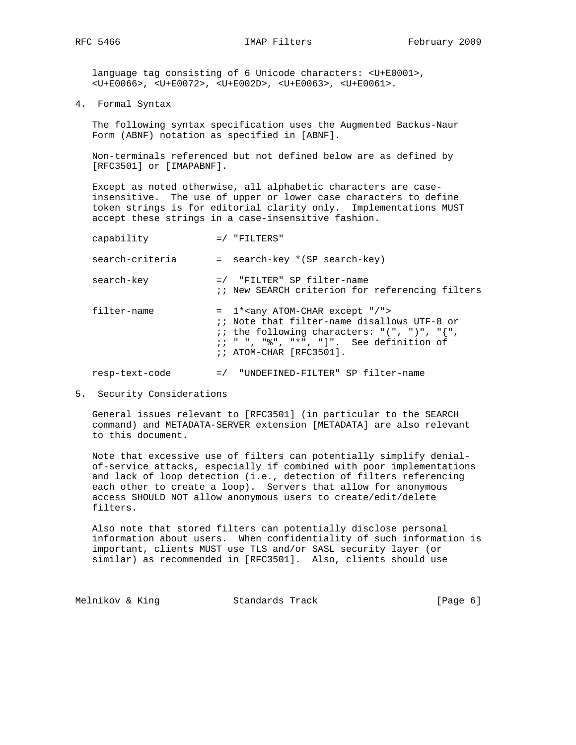language tag consisting of 6 Unicode characters: <U+E0001>, <U+E0066>, <U+E0072>, <U+E002D>, <U+E0063>, <U+E0061>.

## 4. Formal Syntax

The following syntax specification uses the Augmented Backus-Naur Form (ABNF) notation as specified in [ABNF].

Non-terminals referenced but not defined below are as defined by [RFC3501] or [IMAPABNF].

Except as noted otherwise, all alphabetic characters are case-insensitive. The use of upper or lower case characters to define token strings is for editorial clarity only. Implementations MUST accept these strings in a case-insensitive fashion.

```
capability           =/ "FILTERS"

search-criteria      =  search-key *(SP search-key)

search-key           =/  "FILTER" SP filter-name
                     ;; New SEARCH criterion for referencing filters

filter-name          =  1*<any ATOM-CHAR except "/">
                     ;; Note that filter-name disallows UTF-8 or
                     ;; the following characters: "(", ")", "{",
                     ;; " ", "%", "*", "]".  See definition of
                     ;; ATOM-CHAR [RFC3501].

resp-text-code       =/  "UNDEFINED-FILTER" SP filter-name
```

## 5. Security Considerations

General issues relevant to [RFC3501] (in particular to the SEARCH command) and METADATA-SERVER extension [METADATA] are also relevant to this document.

Note that excessive use of filters can potentially simplify denial-of-service attacks, especially if combined with poor implementations and lack of loop detection (i.e., detection of filters referencing each other to create a loop). Servers that allow for anonymous access SHOULD NOT allow anonymous users to create/edit/delete filters.

Also note that stored filters can potentially disclose personal information about users. When confidentiality of such information is important, clients MUST use TLS and/or SASL security layer (or similar) as recommended in [RFC3501]. Also, clients should use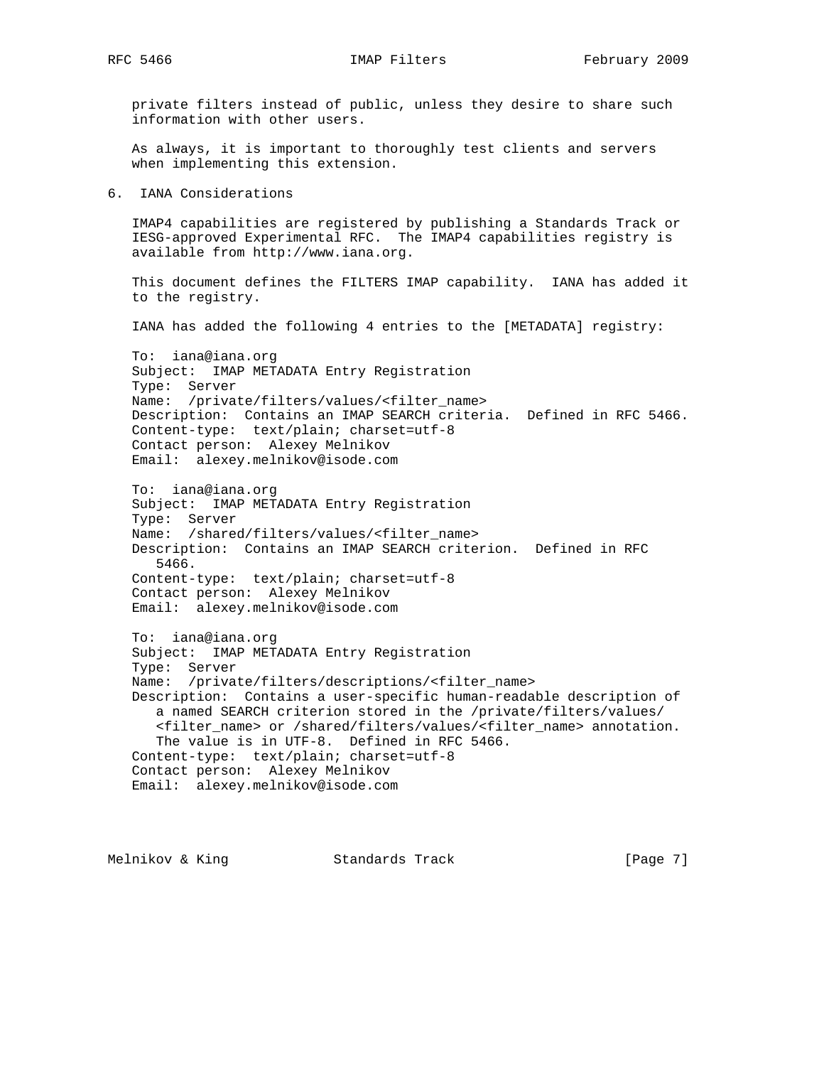private filters instead of public, unless they desire to share such information with other users.

As always, it is important to thoroughly test clients and servers when implementing this extension.

## 6. IANA Considerations

IMAP4 capabilities are registered by publishing a Standards Track or IESG-approved Experimental RFC. The IMAP4 capabilities registry is available from http://www.iana.org.

This document defines the FILTERS IMAP capability. IANA has added it to the registry.

IANA has added the following 4 entries to the [METADATA] registry:

```
To:  iana@iana.org
Subject:  IMAP METADATA Entry Registration
Type:  Server
Name:  /private/filters/values/<filter_name>
Description:  Contains an IMAP SEARCH criteria.  Defined in RFC 5466.
Content-type:  text/plain; charset=utf-8
Contact person:  Alexey Melnikov
Email:  alexey.melnikov@isode.com

To:  iana@iana.org
Subject:  IMAP METADATA Entry Registration
Type:  Server
Name:  /shared/filters/values/<filter_name>
Description:  Contains an IMAP SEARCH criterion.  Defined in RFC
   5466.
Content-type:  text/plain; charset=utf-8
Contact person:  Alexey Melnikov
Email:  alexey.melnikov@isode.com

To:  iana@iana.org
Subject:  IMAP METADATA Entry Registration
Type:  Server
Name:  /private/filters/descriptions/<filter_name>
Description:  Contains a user-specific human-readable description of
   a named SEARCH criterion stored in the /private/filters/values/
   <filter_name> or /shared/filters/values/<filter_name> annotation.
   The value is in UTF-8.  Defined in RFC 5466.
Content-type:  text/plain; charset=utf-8
Contact person:  Alexey Melnikov
Email:  alexey.melnikov@isode.com
```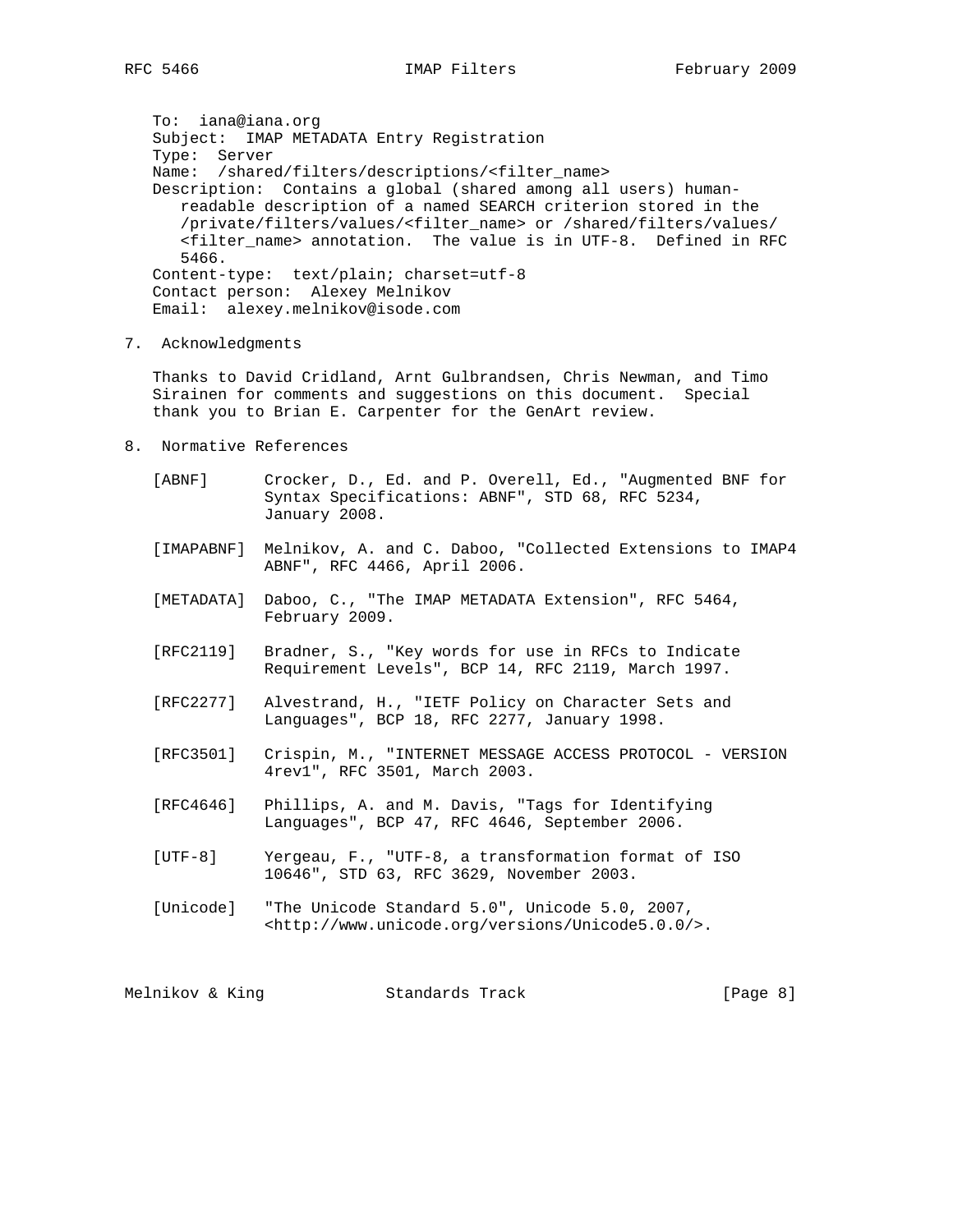To: iana@iana.org
Subject: IMAP METADATA Entry Registration
Type: Server
Name: /shared/filters/descriptions/<filter_name>
Description: Contains a global (shared among all users) human-readable description of a named SEARCH criterion stored in the /private/filters/values/<filter_name> or /shared/filters/values/<filter_name> annotation. The value is in UTF-8. Defined in RFC 5466.
Content-type: text/plain; charset=utf-8
Contact person: Alexey Melnikov
Email: alexey.melnikov@isode.com

## 7. Acknowledgments

Thanks to David Cridland, Arnt Gulbrandsen, Chris Newman, and Timo Sirainen for comments and suggestions on this document. Special thank you to Brian E. Carpenter for the GenArt review.

## 8. Normative References

[ABNF] Crocker, D., Ed. and P. Overell, Ed., "Augmented BNF for Syntax Specifications: ABNF", STD 68, RFC 5234, January 2008.

[IMAPABNF] Melnikov, A. and C. Daboo, "Collected Extensions to IMAP4 ABNF", RFC 4466, April 2006.

[METADATA] Daboo, C., "The IMAP METADATA Extension", RFC 5464, February 2009.

[RFC2119] Bradner, S., "Key words for use in RFCs to Indicate Requirement Levels", BCP 14, RFC 2119, March 1997.

[RFC2277] Alvestrand, H., "IETF Policy on Character Sets and Languages", BCP 18, RFC 2277, January 1998.

[RFC3501] Crispin, M., "INTERNET MESSAGE ACCESS PROTOCOL - VERSION 4rev1", RFC 3501, March 2003.

[RFC4646] Phillips, A. and M. Davis, "Tags for Identifying Languages", BCP 47, RFC 4646, September 2006.

[UTF-8] Yergeau, F., "UTF-8, a transformation format of ISO 10646", STD 63, RFC 3629, November 2003.

[Unicode] "The Unicode Standard 5.0", Unicode 5.0, 2007, <http://www.unicode.org/versions/Unicode5.0.0/>.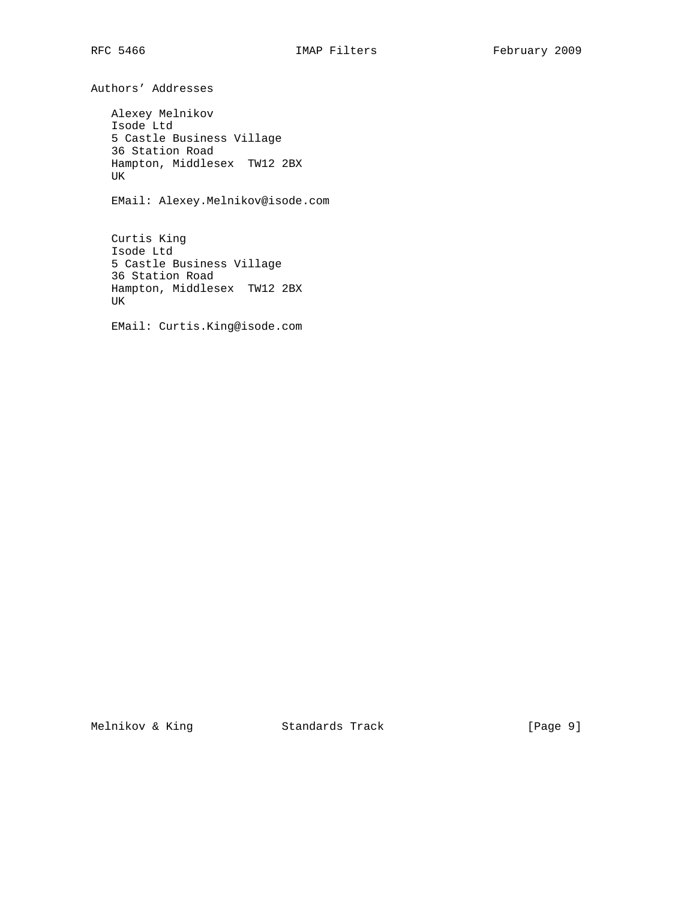## Authors' Addresses

Alexey Melnikov
Isode Ltd
5 Castle Business Village
36 Station Road
Hampton, Middlesex  TW12 2BX
UK

EMail: Alexey.Melnikov@isode.com

Curtis King
Isode Ltd
5 Castle Business Village
36 Station Road
Hampton, Middlesex  TW12 2BX
UK

EMail: Curtis.King@isode.com